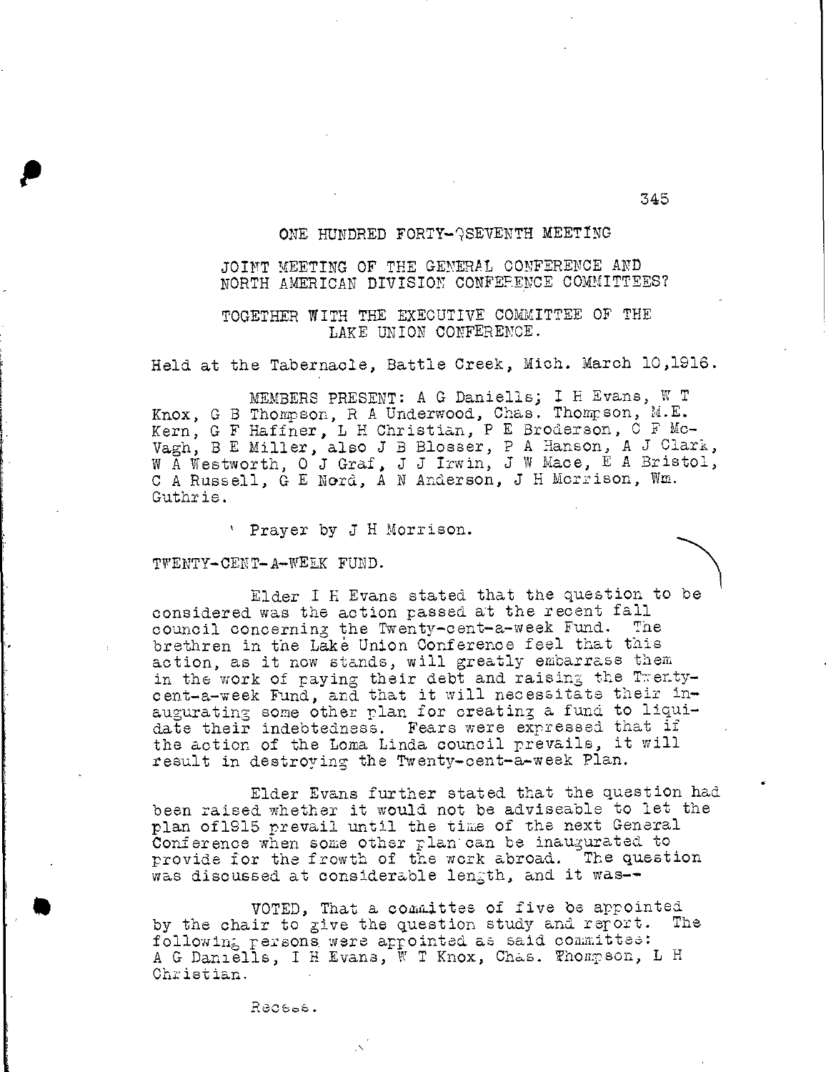ONE HUNDRED FORTY-?SEVENTH MEETING

JOINT MEETING OF THE GENERAL CONFERENCE AND NORTH AMERICAN DIVISION CONFERENCE COMMITTEES?

TOGETHER WITH THE EXECUTIVE COMMITTEE OF THE LAKE UNION CONFERENCE.

Held at the Tabernacle, Battle Creek, Mich. March 10,1916.

MEMBERS PRESENT: A G Daniells; I H Evans, W T Knox, G B Thompson, R A Underwood, Chas. Thompson, M.E. Kern, G F Haffner, L H Christian, P E Broderson, C F McVagh, B E Miller, also J B Blosser, P A Hanson, A J Clark, W A Westworth, O J Graf, J J Irwin, J W Mace, E A Bristol, C A Russell, G E Nord, A N Anderson, J H Morrison, Wm. Guthrie.

Prayer by J H Morrison.

TWENTY-CENT-A-WEEK FUND.

Elder I H Evans stated that the question to be considered was the action passed at the recent fall council concerning the Twenty-cent-a-week Fund. The brethren in the Lake Union Conference feel that this action, as it now stands, will greatly embarrass them in the work of paying their debt and raising the Twenty-cent-a-week Fund, and that it will necessitate their inaugurating some other plan for creating a fund to liquidate their indebtedness. Fears were expressed that if the action of the Loma Linda council prevails, it will result in destroying the Twenty-cent-a-week Plan.

Elder Evans further stated that the question had been raised whether it would not be adviseable to let the plan of1915 prevail until the time of the next General Conference when some other plan can be inaugurated to provide for the frowth of the work abroad. The question was discussed at considerable length, and it was--

VOTED, That a committee of five be appointed by the chair to give the question study and report. The following persons were appointed as said committee: A G Daniells, I H Evans, W T Knox, Chas. Thompson, L H Christian.

Recess.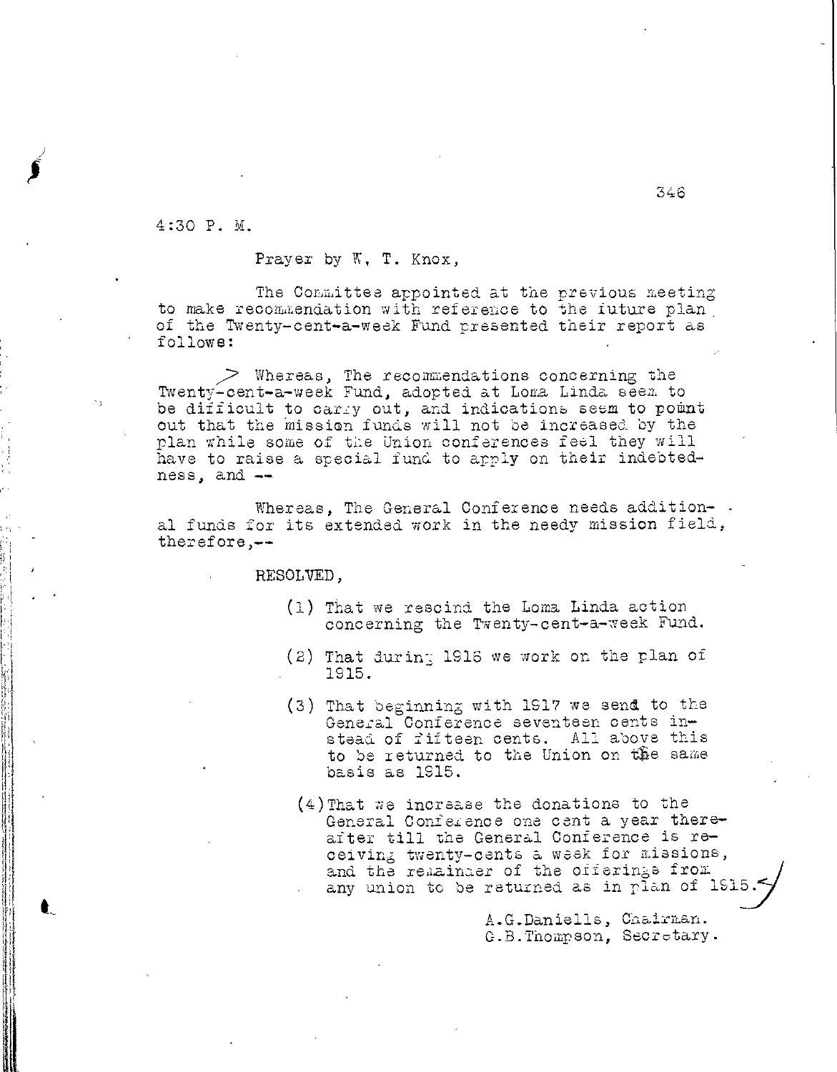4:30 P. M.

Prayer by W. T. Knox,

The Committee appointed at the previous meeting to make recommendation with reference to the future plan of the Twenty-cent-a-week Fund presented their report as follows:

Whereas, The recommendations concerning the Twenty-cent-a-week Fund, adopted at Loma Linda seem to be difficult to carry out, and indications seem to point out that the mission funds will not be increased by the plan while some of the Union conferences feel they will have to raise a special fund to apply on their indebtedness, and --

Whereas, The General Conference needs additional funds for its extended work in the needy mission field, therefore,--

RESOLVED,

(1) That we rescind the Loma Linda action concerning the Twenty-cent-a-week Fund.

(2) That during 1916 we work on the plan of 1915.

(3) That beginning with 1917 we send to the General Conference seventeen cents instead of fifteen cents. All above this to be returned to the Union on the same basis as 1915.

(4) That we increase the donations to the General Conference one cent a year thereafter till the General Conference is receiving twenty-cents a week for missions, and the remainder of the offerings from any union to be returned as in plan of 1915.

A.G.Daniells, Chairman.
G.B.Thompson, Secretary.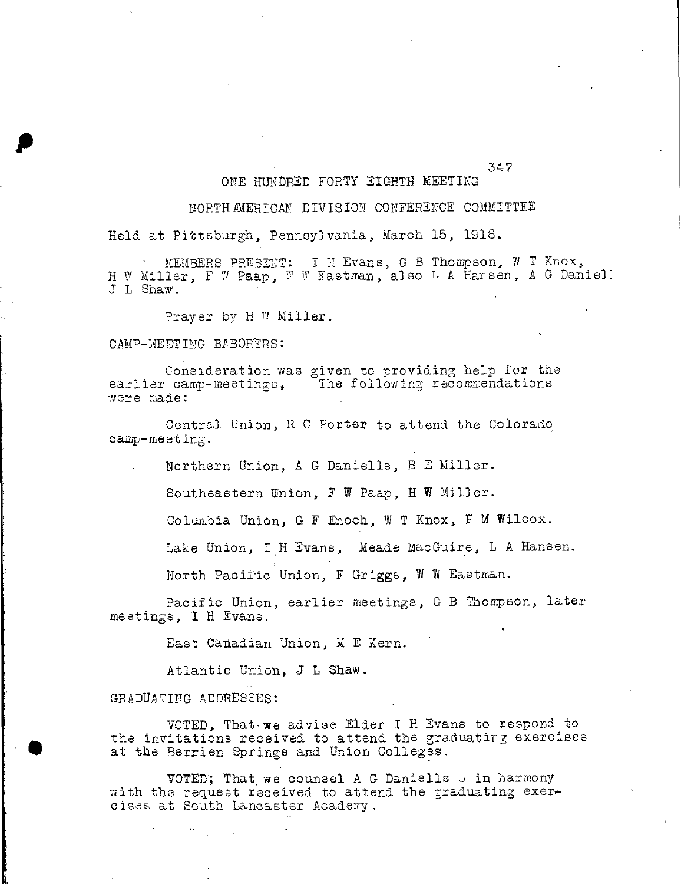ONE HUNDRED FORTY EIGHTH MEETING

NORTH AMERICAN DIVISION CONFERENCE COMMITTEE

Held at Pittsburgh, Pennsylvania, March 15, 1918.

MEMBERS PRESENT: I H Evans, G B Thompson, W T Knox, H W Miller, F W Paap, W W Eastman, also L A Hansen, A G Daniell J L Shaw.

Prayer by H W Miller.

CAMP-MEETING BABORERS:

Consideration was given to providing help for the earlier camp-meetings, The following recommendations were made:

Central Union, R C Porter to attend the Colorado camp-meeting.

Northern Union, A G Daniells, B E Miller.

Southeastern Union, F W Paap, H W Miller.

Columbia Union, G F Enoch, W T Knox, F M Wilcox.

Lake Union, I H Evans, Meade MacGuire, L A Hansen.

North Pacific Union, F Griggs, W W Eastman.

Pacific Union, earlier meetings, G B Thompson, later meetings, I H Evans.

East Canadian Union, M E Kern.

Atlantic Union, J L Shaw.

GRADUATING ADDRESSES:

VOTED, That we advise Elder I H Evans to respond to the invitations received to attend the graduating exercises at the Berrien Springs and Union Colleges.

VOTED; That we counsel A G Daniells in harmony with the request received to attend the graduating exercises at South Lancaster Academy.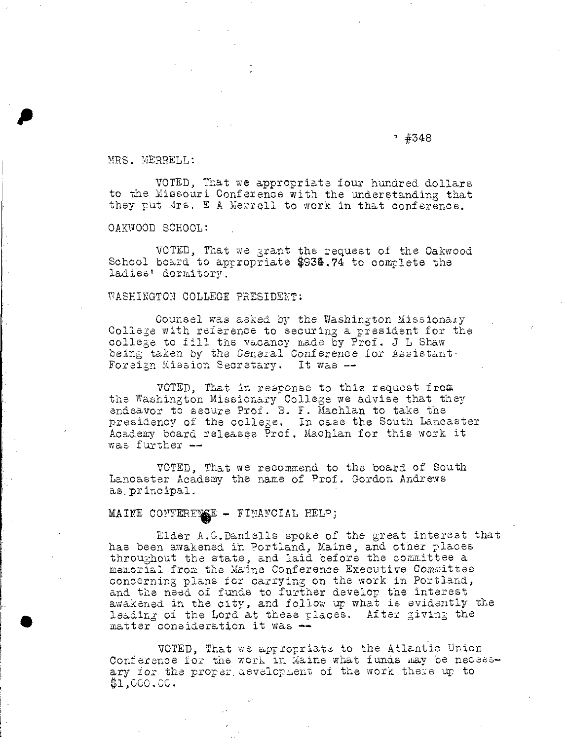#348

MRS. MERRELL:

VOTED, That we appropriate four hundred dollars to the Missouri Conference with the understanding that they put Mrs. E A Merrell to work in that conference.

OAKWOOD SCHOOL:

VOTED, That we grant the request of the Oakwood School board to appropriate $934.74 to complete the ladies' dormitory.

WASHINGTON COLLEGE PRESIDENT:

Counsel was asked by the Washington Missionary College with reference to securing a president for the college to fill the vacancy made by Prof. J L Shaw being taken by the General Conference for Assistant Foreign Mission Secretary. It was --

VOTED, That in response to this request from the Washington Missionary College we advise that they endeavor to secure Prof. B. F. Machlan to take the presidency of the college. In case the South Lancaster Academy board releases Prof. Machlan for this work it was further --

VOTED, That we recommend to the board of South Lancaster Academy the name of Prof. Gordon Andrews as principal.

MAINE CONFERENCE - FINANCIAL HELP;

Elder A.G.Daniells spoke of the great interest that has been awakened in Portland, Maine, and other places throughout the state, and laid before the committee a memorial from the Maine Conference Executive Committee concerning plans for carrying on the work in Portland, and the need of funds to further develop the interest awakened in the city, and follow up what is evidently the leading of the Lord at these places. After giving the matter consideration it was --

VOTED, That we appropriate to the Atlantic Union Conference for the work in Maine what funds may be necessary for the proper development of the work there up to $1,000.00.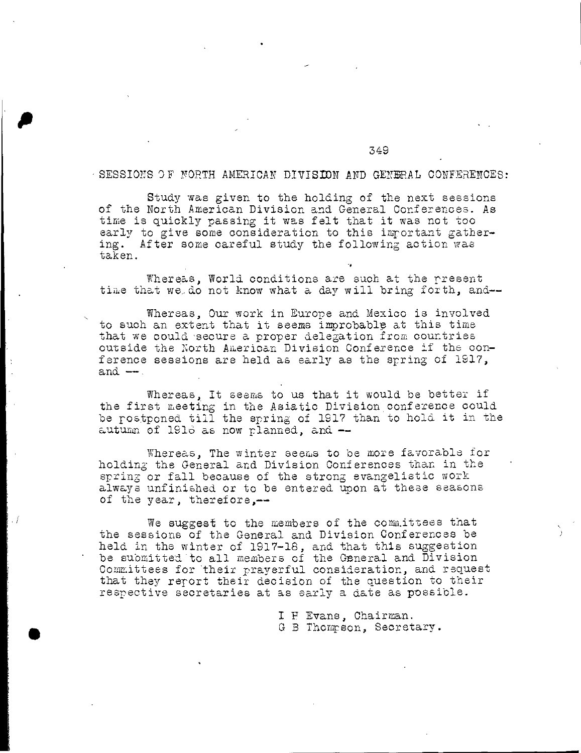SESSIONS OF NORTH AMERICAN DIVISION AND GENERAL CONFERENCES:

Study was given to the holding of the next sessions of the North American Division and General Conferences. As time is quickly passing it was felt that it was not too early to give some consideration to this important gathering. After some careful study the following action was taken.

Whereas, World conditions are such at the present time that we do not know what a day will bring forth, and--

Whereas, Our work in Europe and Mexico is involved to such an extent that it seems improbable at this time that we could secure a proper delegation from countries outside the North American Division Conference if the conference sessions are held as early as the spring of 1917, and --

Whereas, It seems to us that it would be better if the first meeting in the Asiatic Division conference could be postponed till the spring of 1917 than to hold it in the autumn of 1916 as now planned, and --

Whereas, The winter seems to be more favorable for holding the General and Division Conferences than in the spring or fall because of the strong evangelistic work always unfinished or to be entered upon at these seasons of the year, therefore,--

We suggest to the members of the committees that the sessions of the General and Division Conferences be held in the winter of 1917-18, and that this suggestion be submitted to all members of the General and Division Committees for their prayerful consideration, and request that they report their decision of the question to their respective secretaries at as early a date as possible.

I F Evans, Chairman.
G B Thompson, Secretary.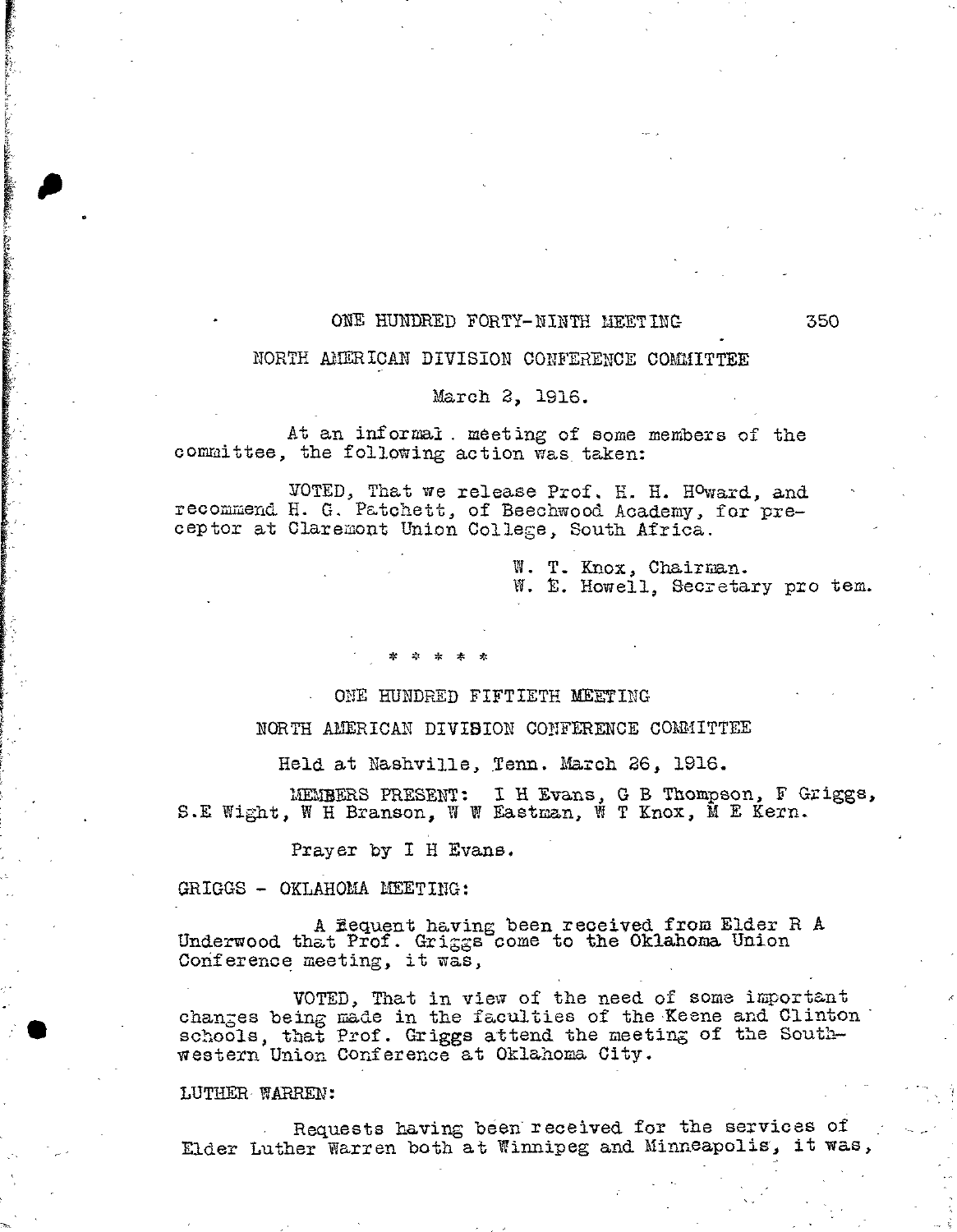## ONE HUNDRED FORTY-NINTH MEETING

### NORTH AMERICAN DIVISION CONFERENCE COMMITTEE

March 2, 1916.

At an informal meeting of some members of the committee, the following action was taken:

VOTED, That we release Prof. H. H. Howard, and recommend H. G. Patchett, of Beechwood Academy, for preceptor at Claremont Union College, South Africa.

W. T. Knox, Chairman.
W. E. Howell, Secretary pro tem.

\* \* \* \* \*

## ONE HUNDRED FIFTIETH MEETING

### NORTH AMERICAN DIVISION CONFERENCE COMMITTEE

Held at Nashville, Tenn. March 26, 1916.

MEMBERS PRESENT: I H Evans, G B Thompson, F Griggs, S.E Wight, W H Branson, W W Eastman, W T Knox, M E Kern.

Prayer by I H Evans.

GRIGGS - OKLAHOMA MEETING:

A Request having been received from Elder R A Underwood that Prof. Griggs come to the Oklahoma Union Conference meeting, it was,

VOTED, That in view of the need of some important changes being made in the faculties of the Keene and Clinton schools, that Prof. Griggs attend the meeting of the Southwestern Union Conference at Oklahoma City.

LUTHER WARREN:

Requests having been received for the services of Elder Luther Warren both at Winnipeg and Minneapolis, it was,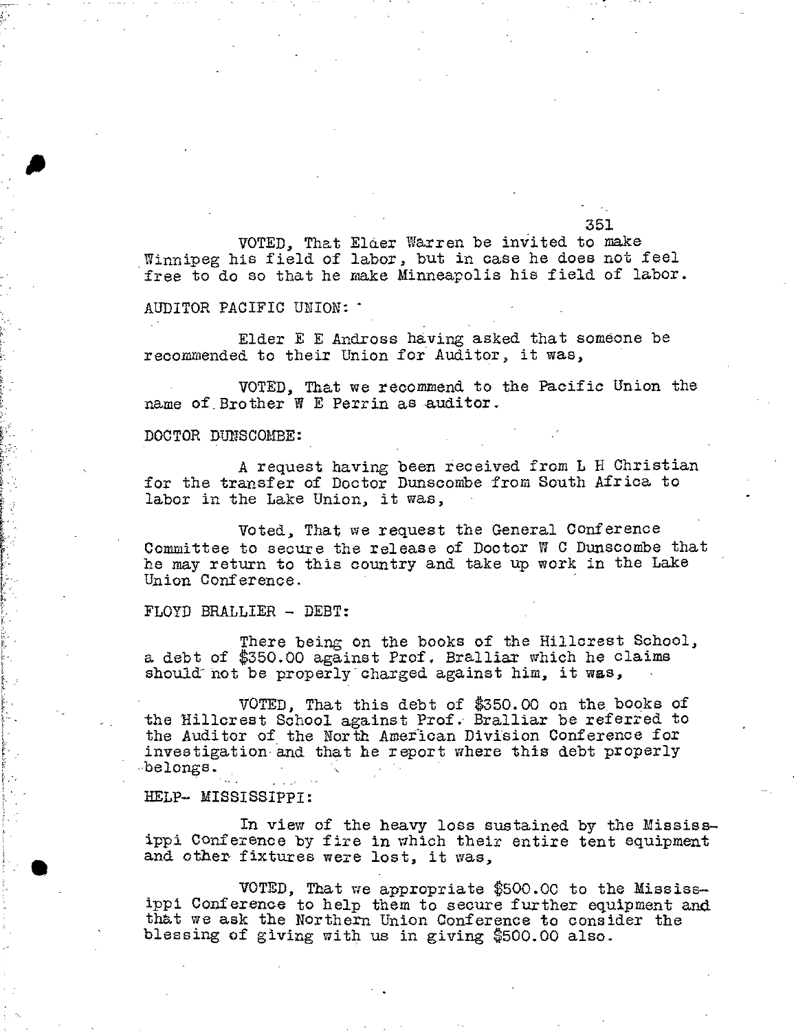VOTED, That Elder Warren be invited to make Winnipeg his field of labor, but in case he does not feel free to do so that he make Minneapolis his field of labor.

AUDITOR PACIFIC UNION:

Elder E E Andross having asked that someone be recommended to their Union for Auditor, it was,

VOTED, That we recommend to the Pacific Union the name of Brother W E Perrin as auditor.

DOCTOR DUNSCOMBE:

A request having been received from L H Christian for the transfer of Doctor Dunscombe from South Africa to labor in the Lake Union, it was,

Voted, That we request the General Conference Committee to secure the release of Doctor W C Dunscombe that he may return to this country and take up work in the Lake Union Conference.

FLOYD BRALLIER - DEBT:

There being on the books of the Hillcrest School, a debt of $350.00 against Prof. Bralliar which he claims should not be properly charged against him, it was,

VOTED, That this debt of $350.00 on the books of the Hillcrest School against Prof. Bralliar be referred to the Auditor of the North American Division Conference for investigation and that he report where this debt properly belongs.

HELP- MISSISSIPPI:

In view of the heavy loss sustained by the Mississippi Conference by fire in which their entire tent equipment and other fixtures were lost, it was,

VOTED, That we appropriate $500.00 to the Mississippi Conference to help them to secure further equipment and that we ask the Northern Union Conference to consider the blessing of giving with us in giving $500.00 also.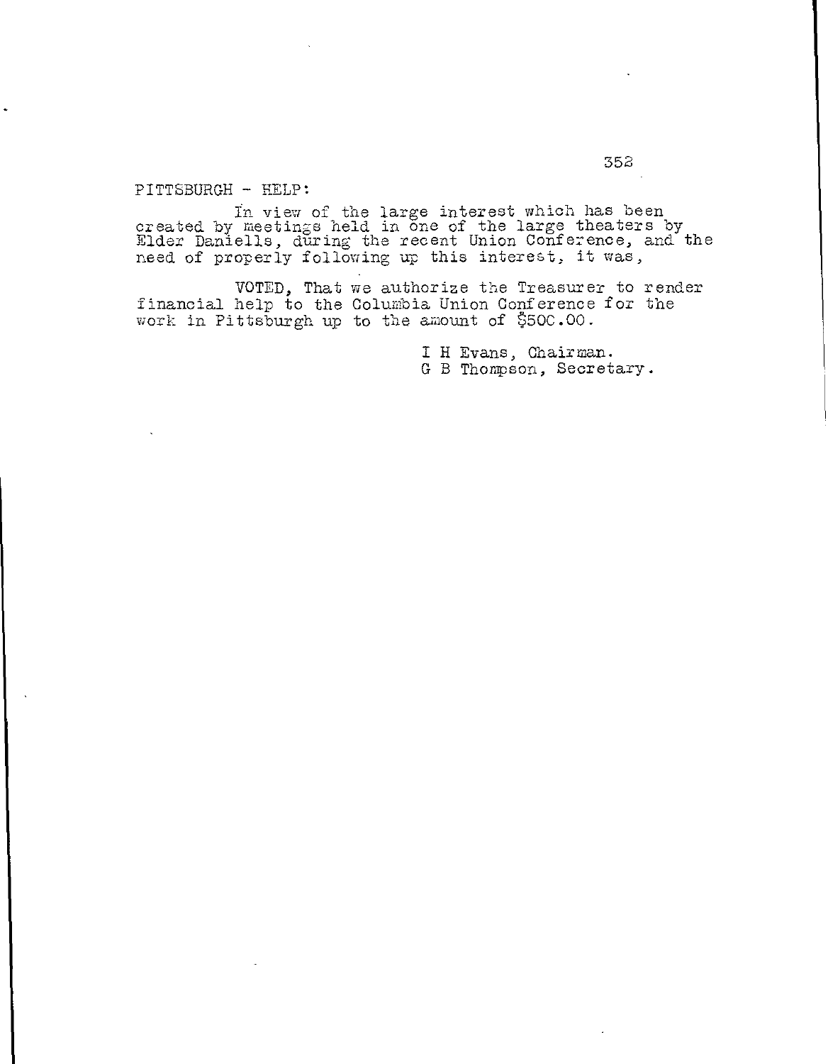PITTSBURGH - HELP:

In view of the large interest which has been created by meetings held in one of the large theaters by Elder Daniells, during the recent Union Conference, and the need of properly following up this interest, it was,

VOTED, That we authorize the Treasurer to render financial help to the Columbia Union Conference for the work in Pittsburgh up to the amount of $500.00.

I H Evans, Chairman.
G B Thompson, Secretary.